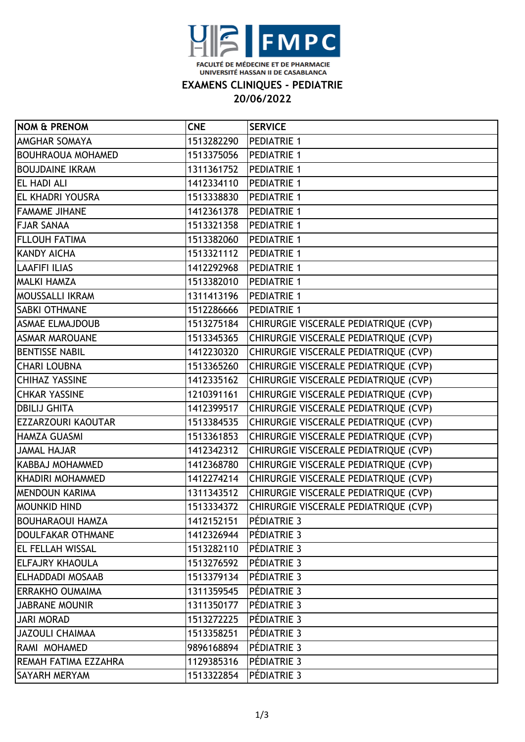FACULTÉ DE MÉDECINE ET DE PHARMACIE
UNIVERSITÉ HASSAN II DE CASABLANCA

# EXAMENS CLINIQUES - PEDIATRIE

## 20/06/2022

| NOM & PRENOM | CNE | SERVICE |
|---|---|---|
| AMGHAR SOMAYA | 1513282290 | PEDIATRIE 1 |
| BOUHRAOUA MOHAMED | 1513375056 | PEDIATRIE 1 |
| BOUJDAINE IKRAM | 1311361752 | PEDIATRIE 1 |
| EL HADI ALI | 1412334110 | PEDIATRIE 1 |
| EL KHADRI YOUSRA | 1513338830 | PEDIATRIE 1 |
| FAMAME JIHANE | 1412361378 | PEDIATRIE 1 |
| FJAR SANAA | 1513321358 | PEDIATRIE 1 |
| FLLOUH FATIMA | 1513382060 | PEDIATRIE 1 |
| KANDY AICHA | 1513321112 | PEDIATRIE 1 |
| LAAFIFI ILIAS | 1412292968 | PEDIATRIE 1 |
| MALKI HAMZA | 1513382010 | PEDIATRIE 1 |
| MOUSSALLI IKRAM | 1311413196 | PEDIATRIE 1 |
| SABKI OTHMANE | 1512286666 | PEDIATRIE 1 |
| ASMAE ELMAJDOUB | 1513275184 | CHIRURGIE VISCERALE PEDIATRIQUE (CVP) |
| ASMAR MAROUANE | 1513345365 | CHIRURGIE VISCERALE PEDIATRIQUE (CVP) |
| BENTISSE NABIL | 1412230320 | CHIRURGIE VISCERALE PEDIATRIQUE (CVP) |
| CHARI LOUBNA | 1513365260 | CHIRURGIE VISCERALE PEDIATRIQUE (CVP) |
| CHIHAZ YASSINE | 1412335162 | CHIRURGIE VISCERALE PEDIATRIQUE (CVP) |
| CHKAR YASSINE | 1210391161 | CHIRURGIE VISCERALE PEDIATRIQUE (CVP) |
| DBILIJ GHITA | 1412399517 | CHIRURGIE VISCERALE PEDIATRIQUE (CVP) |
| EZZARZOURI KAOUTAR | 1513384535 | CHIRURGIE VISCERALE PEDIATRIQUE (CVP) |
| HAMZA GUASMI | 1513361853 | CHIRURGIE VISCERALE PEDIATRIQUE (CVP) |
| JAMAL HAJAR | 1412342312 | CHIRURGIE VISCERALE PEDIATRIQUE (CVP) |
| KABBAJ MOHAMMED | 1412368780 | CHIRURGIE VISCERALE PEDIATRIQUE (CVP) |
| KHADIRI MOHAMMED | 1412274214 | CHIRURGIE VISCERALE PEDIATRIQUE (CVP) |
| MENDOUN KARIMA | 1311343512 | CHIRURGIE VISCERALE PEDIATRIQUE (CVP) |
| MOUNKID HIND | 1513334372 | CHIRURGIE VISCERALE PEDIATRIQUE (CVP) |
| BOUHARAOUI HAMZA | 1412152151 | PÉDIATRIE 3 |
| DOULFAKAR OTHMANE | 1412326944 | PÉDIATRIE 3 |
| EL FELLAH WISSAL | 1513282110 | PÉDIATRIE 3 |
| ELFAJRY KHAOULA | 1513276592 | PÉDIATRIE 3 |
| ELHADDADI MOSAAB | 1513379134 | PÉDIATRIE 3 |
| ERRAKHO OUMAIMA | 1311359545 | PÉDIATRIE 3 |
| JABRANE MOUNIR | 1311350177 | PÉDIATRIE 3 |
| JARI MORAD | 1513272225 | PÉDIATRIE 3 |
| JAZOULI CHAIMAA | 1513358251 | PÉDIATRIE 3 |
| RAMI MOHAMED | 9896168894 | PÉDIATRIE 3 |
| REMAH FATIMA EZZAHRA | 1129385316 | PÉDIATRIE 3 |
| SAYARH MERYAM | 1513322854 | PÉDIATRIE 3 |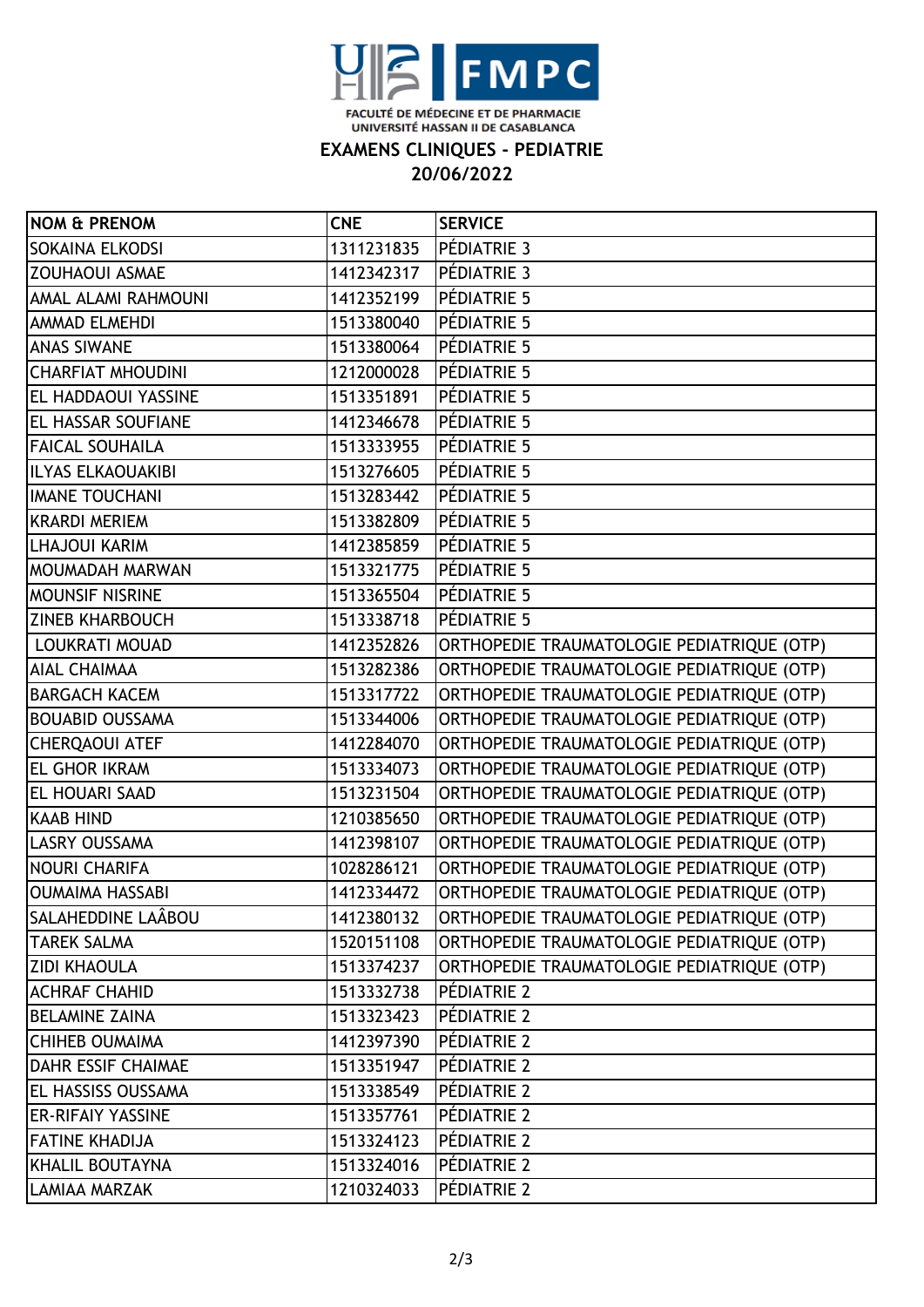FACULTÉ DE MÉDECINE ET DE PHARMACIE
UNIVERSITÉ HASSAN II DE CASABLANCA

## EXAMENS CLINIQUES - PEDIATRIE

## 20/06/2022

| NOM & PRENOM | CNE | SERVICE |
|---|---|---|
| SOKAINA ELKODSI | 1311231835 | PÉDIATRIE 3 |
| ZOUHAOUI ASMAE | 1412342317 | PÉDIATRIE 3 |
| AMAL ALAMI RAHMOUNI | 1412352199 | PÉDIATRIE 5 |
| AMMAD ELMEHDI | 1513380040 | PÉDIATRIE 5 |
| ANAS SIWANE | 1513380064 | PÉDIATRIE 5 |
| CHARFIAT MHOUDINI | 1212000028 | PÉDIATRIE 5 |
| EL HADDAOUI YASSINE | 1513351891 | PÉDIATRIE 5 |
| EL HASSAR SOUFIANE | 1412346678 | PÉDIATRIE 5 |
| FAICAL SOUHAILA | 1513333955 | PÉDIATRIE 5 |
| ILYAS ELKAOUAKIBI | 1513276605 | PÉDIATRIE 5 |
| IMANE TOUCHANI | 1513283442 | PÉDIATRIE 5 |
| KRARDI MERIEM | 1513382809 | PÉDIATRIE 5 |
| LHAJOUI KARIM | 1412385859 | PÉDIATRIE 5 |
| MOUMADAH MARWAN | 1513321775 | PÉDIATRIE 5 |
| MOUNSIF NISRINE | 1513365504 | PÉDIATRIE 5 |
| ZINEB KHARBOUCH | 1513338718 | PÉDIATRIE 5 |
| LOUKRATI MOUAD | 1412352826 | ORTHOPEDIE TRAUMATOLOGIE PEDIATRIQUE (OTP) |
| AIAL CHAIMAA | 1513282386 | ORTHOPEDIE TRAUMATOLOGIE PEDIATRIQUE (OTP) |
| BARGACH KACEM | 1513317722 | ORTHOPEDIE TRAUMATOLOGIE PEDIATRIQUE (OTP) |
| BOUABID OUSSAMA | 1513344006 | ORTHOPEDIE TRAUMATOLOGIE PEDIATRIQUE (OTP) |
| CHERQAOUI ATEF | 1412284070 | ORTHOPEDIE TRAUMATOLOGIE PEDIATRIQUE (OTP) |
| EL GHOR IKRAM | 1513334073 | ORTHOPEDIE TRAUMATOLOGIE PEDIATRIQUE (OTP) |
| EL HOUARI SAAD | 1513231504 | ORTHOPEDIE TRAUMATOLOGIE PEDIATRIQUE (OTP) |
| KAAB HIND | 1210385650 | ORTHOPEDIE TRAUMATOLOGIE PEDIATRIQUE (OTP) |
| LASRY OUSSAMA | 1412398107 | ORTHOPEDIE TRAUMATOLOGIE PEDIATRIQUE (OTP) |
| NOURI CHARIFA | 1028286121 | ORTHOPEDIE TRAUMATOLOGIE PEDIATRIQUE (OTP) |
| OUMAIMA HASSABI | 1412334472 | ORTHOPEDIE TRAUMATOLOGIE PEDIATRIQUE (OTP) |
| SALAHEDDINE LAÂBOU | 1412380132 | ORTHOPEDIE TRAUMATOLOGIE PEDIATRIQUE (OTP) |
| TAREK SALMA | 1520151108 | ORTHOPEDIE TRAUMATOLOGIE PEDIATRIQUE (OTP) |
| ZIDI KHAOULA | 1513374237 | ORTHOPEDIE TRAUMATOLOGIE PEDIATRIQUE (OTP) |
| ACHRAF CHAHID | 1513332738 | PÉDIATRIE 2 |
| BELAMINE ZAINA | 1513323423 | PÉDIATRIE 2 |
| CHIHEB OUMAIMA | 1412397390 | PÉDIATRIE 2 |
| DAHR ESSIF CHAIMAE | 1513351947 | PÉDIATRIE 2 |
| EL HASSISS OUSSAMA | 1513338549 | PÉDIATRIE 2 |
| ER-RIFAIY YASSINE | 1513357761 | PÉDIATRIE 2 |
| FATINE KHADIJA | 1513324123 | PÉDIATRIE 2 |
| KHALIL BOUTAYNA | 1513324016 | PÉDIATRIE 2 |
| LAMIAA MARZAK | 1210324033 | PÉDIATRIE 2 |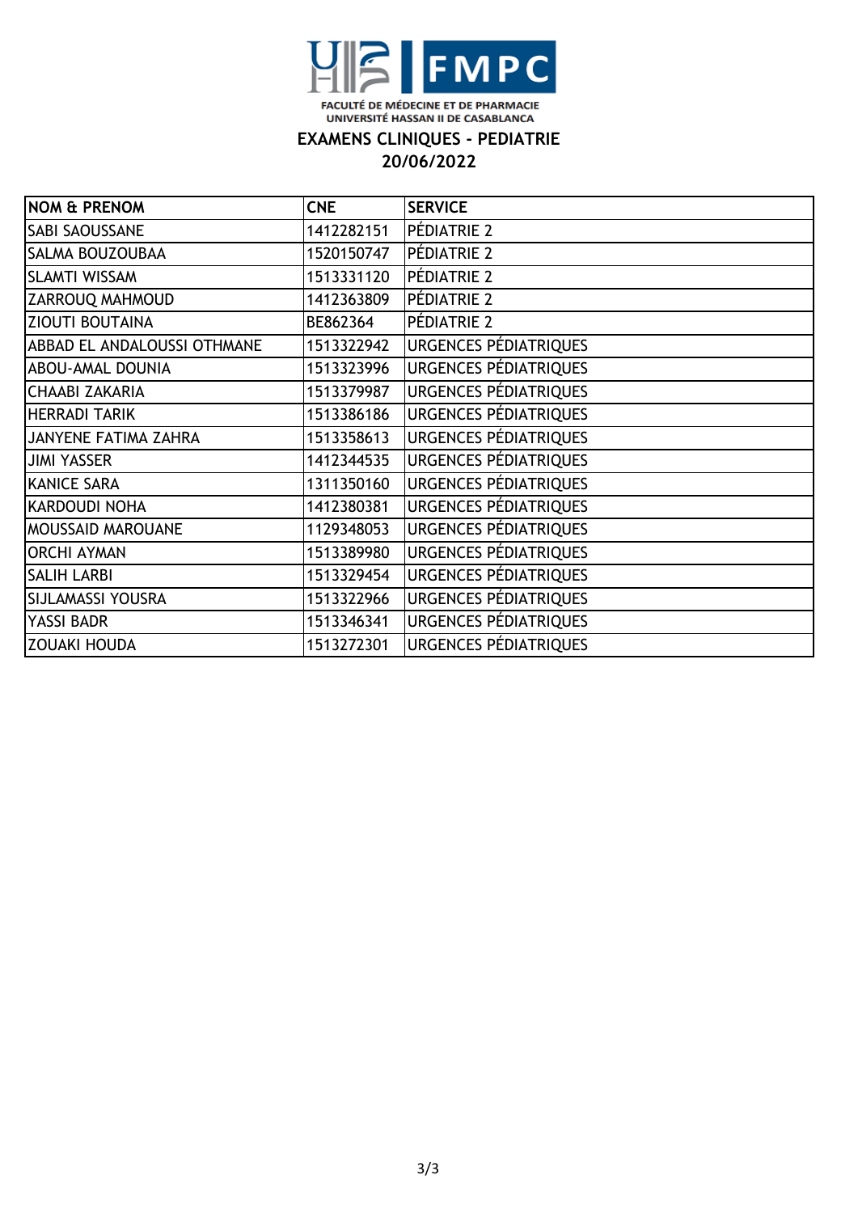FACULTÉ DE MÉDECINE ET DE PHARMACIE
UNIVERSITÉ HASSAN II DE CASABLANCA

## EXAMENS CLINIQUES - PEDIATRIE

## 20/06/2022

| NOM & PRENOM | CNE | SERVICE |
|---|---|---|
| SABI SAOUSSANE | 1412282151 | PÉDIATRIE 2 |
| SALMA BOUZOUBAA | 1520150747 | PÉDIATRIE 2 |
| SLAMTI WISSAM | 1513331120 | PÉDIATRIE 2 |
| ZARROUQ MAHMOUD | 1412363809 | PÉDIATRIE 2 |
| ZIOUTI BOUTAINA | BE862364 | PÉDIATRIE 2 |
| ABBAD EL ANDALOUSSI OTHMANE | 1513322942 | URGENCES PÉDIATRIQUES |
| ABOU-AMAL DOUNIA | 1513323996 | URGENCES PÉDIATRIQUES |
| CHAABI ZAKARIA | 1513379987 | URGENCES PÉDIATRIQUES |
| HERRADI TARIK | 1513386186 | URGENCES PÉDIATRIQUES |
| JANYENE FATIMA ZAHRA | 1513358613 | URGENCES PÉDIATRIQUES |
| JIMI YASSER | 1412344535 | URGENCES PÉDIATRIQUES |
| KANICE SARA | 1311350160 | URGENCES PÉDIATRIQUES |
| KARDOUDI NOHA | 1412380381 | URGENCES PÉDIATRIQUES |
| MOUSSAID MAROUANE | 1129348053 | URGENCES PÉDIATRIQUES |
| ORCHI AYMAN | 1513389980 | URGENCES PÉDIATRIQUES |
| SALIH LARBI | 1513329454 | URGENCES PÉDIATRIQUES |
| SIJLAMASSI YOUSRA | 1513322966 | URGENCES PÉDIATRIQUES |
| YASSI BADR | 1513346341 | URGENCES PÉDIATRIQUES |
| ZOUAKI HOUDA | 1513272301 | URGENCES PÉDIATRIQUES |